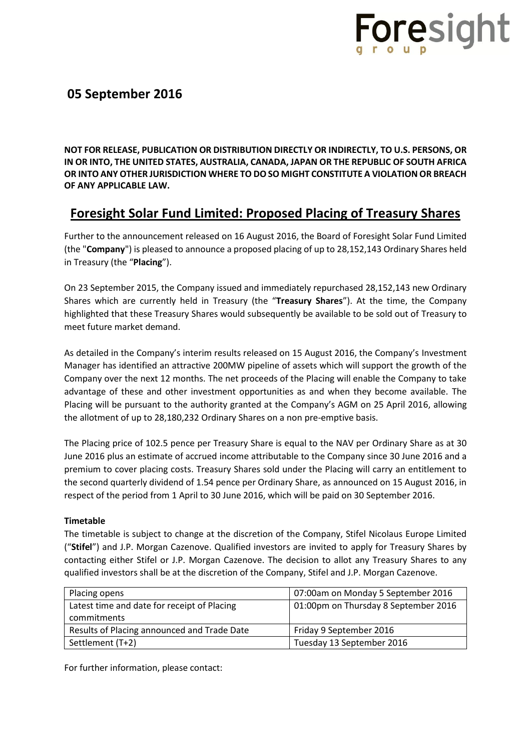Foresight group

## 05 September 2016

**NOT FOR RELEASE, PUBLICATION OR DISTRIBUTION DIRECTLY OR INDIRECTLY, TO U.S. PERSONS, OR IN OR INTO, THE UNITED STATES, AUSTRALIA, CANADA, JAPAN OR THE REPUBLIC OF SOUTH AFRICA OR INTO ANY OTHER JURISDICTION WHERE TO DO SO MIGHT CONSTITUTE A VIOLATION OR BREACH OF ANY APPLICABLE LAW.**

# Foresight Solar Fund Limited: Proposed Placing of Treasury Shares

Further to the announcement released on 16 August 2016, the Board of Foresight Solar Fund Limited (the "**Company**") is pleased to announce a proposed placing of up to 28,152,143 Ordinary Shares held in Treasury (the "**Placing**").

On 23 September 2015, the Company issued and immediately repurchased 28,152,143 new Ordinary Shares which are currently held in Treasury (the "**Treasury Shares**"). At the time, the Company highlighted that these Treasury Shares would subsequently be available to be sold out of Treasury to meet future market demand.

As detailed in the Company's interim results released on 15 August 2016, the Company's Investment Manager has identified an attractive 200MW pipeline of assets which will support the growth of the Company over the next 12 months. The net proceeds of the Placing will enable the Company to take advantage of these and other investment opportunities as and when they become available. The Placing will be pursuant to the authority granted at the Company's AGM on 25 April 2016, allowing the allotment of up to 28,180,232 Ordinary Shares on a non pre-emptive basis.

The Placing price of 102.5 pence per Treasury Share is equal to the NAV per Ordinary Share as at 30 June 2016 plus an estimate of accrued income attributable to the Company since 30 June 2016 and a premium to cover placing costs. Treasury Shares sold under the Placing will carry an entitlement to the second quarterly dividend of 1.54 pence per Ordinary Share, as announced on 15 August 2016, in respect of the period from 1 April to 30 June 2016, which will be paid on 30 September 2016.

**Timetable**

The timetable is subject to change at the discretion of the Company, Stifel Nicolaus Europe Limited ("**Stifel**") and J.P. Morgan Cazenove. Qualified investors are invited to apply for Treasury Shares by contacting either Stifel or J.P. Morgan Cazenove. The decision to allot any Treasury Shares to any qualified investors shall be at the discretion of the Company, Stifel and J.P. Morgan Cazenove.

| Event | Date |
| --- | --- |
| Placing opens | 07:00am on Monday 5 September 2016 |
| Latest time and date for receipt of Placing commitments | 01:00pm on Thursday 8 September 2016 |
| Results of Placing announced and Trade Date | Friday 9 September 2016 |
| Settlement (T+2) | Tuesday 13 September 2016 |

For further information, please contact: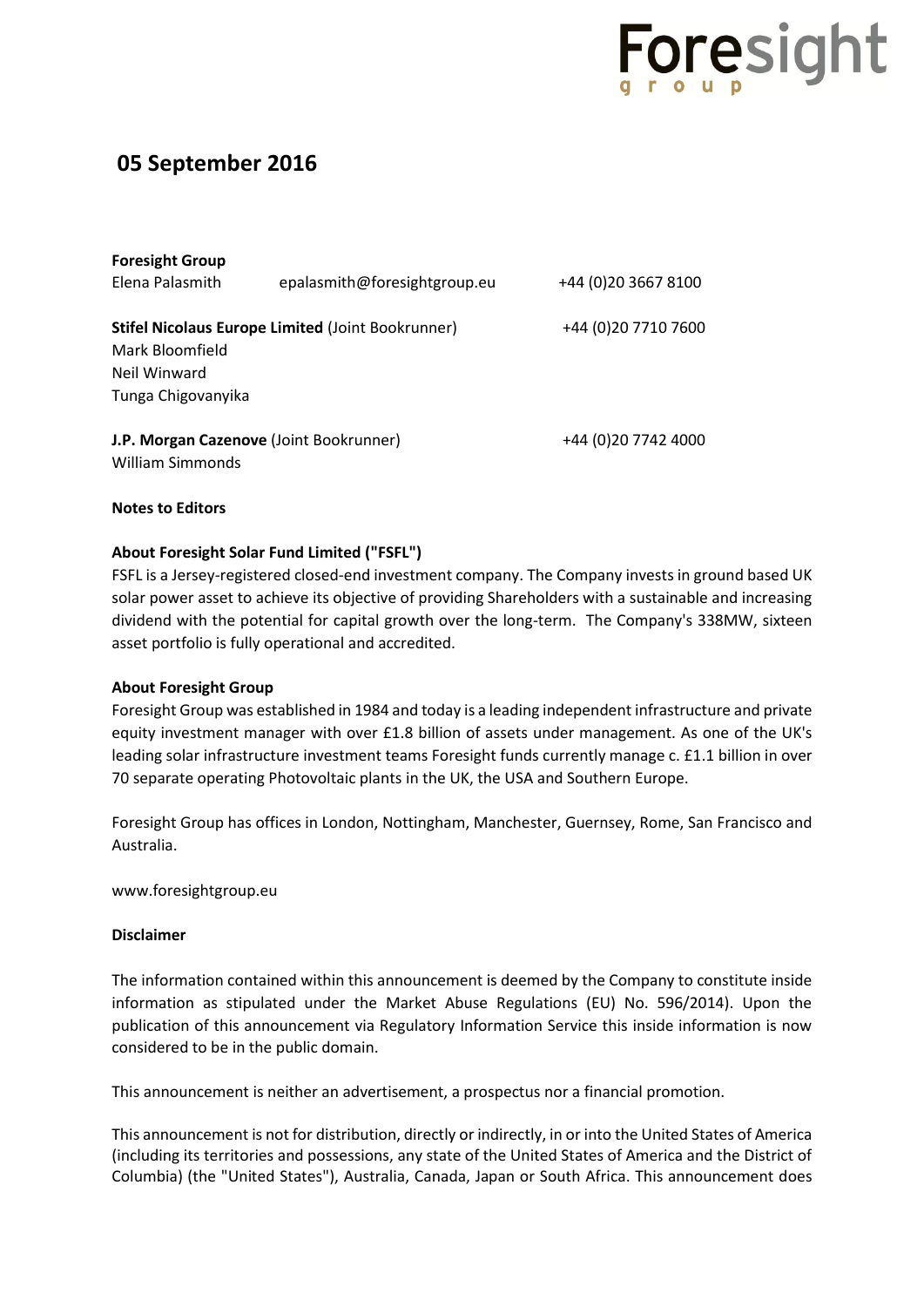**05 September 2016**

**Foresight Group**

| | | |
|---|---|---|
| Elena Palasmith | epalasmith@foresightgroup.eu | +44 (0)20 3667 8100 |

**Stifel Nicolaus Europe Limited** (Joint Bookrunner) +44 (0)20 7710 7600

Mark Bloomfield
Neil Winward
Tunga Chigovanyika

**J.P. Morgan Cazenove** (Joint Bookrunner) +44 (0)20 7742 4000

William Simmonds

**Notes to Editors**

**About Foresight Solar Fund Limited ("FSFL")**

FSFL is a Jersey-registered closed-end investment company. The Company invests in ground based UK solar power asset to achieve its objective of providing Shareholders with a sustainable and increasing dividend with the potential for capital growth over the long-term. The Company's 338MW, sixteen asset portfolio is fully operational and accredited.

**About Foresight Group**

Foresight Group was established in 1984 and today is a leading independent infrastructure and private equity investment manager with over £1.8 billion of assets under management. As one of the UK's leading solar infrastructure investment teams Foresight funds currently manage c. £1.1 billion in over 70 separate operating Photovoltaic plants in the UK, the USA and Southern Europe.

Foresight Group has offices in London, Nottingham, Manchester, Guernsey, Rome, San Francisco and Australia.

www.foresightgroup.eu

**Disclaimer**

The information contained within this announcement is deemed by the Company to constitute inside information as stipulated under the Market Abuse Regulations (EU) No. 596/2014). Upon the publication of this announcement via Regulatory Information Service this inside information is now considered to be in the public domain.

This announcement is neither an advertisement, a prospectus nor a financial promotion.

This announcement is not for distribution, directly or indirectly, in or into the United States of America (including its territories and possessions, any state of the United States of America and the District of Columbia) (the "United States"), Australia, Canada, Japan or South Africa. This announcement does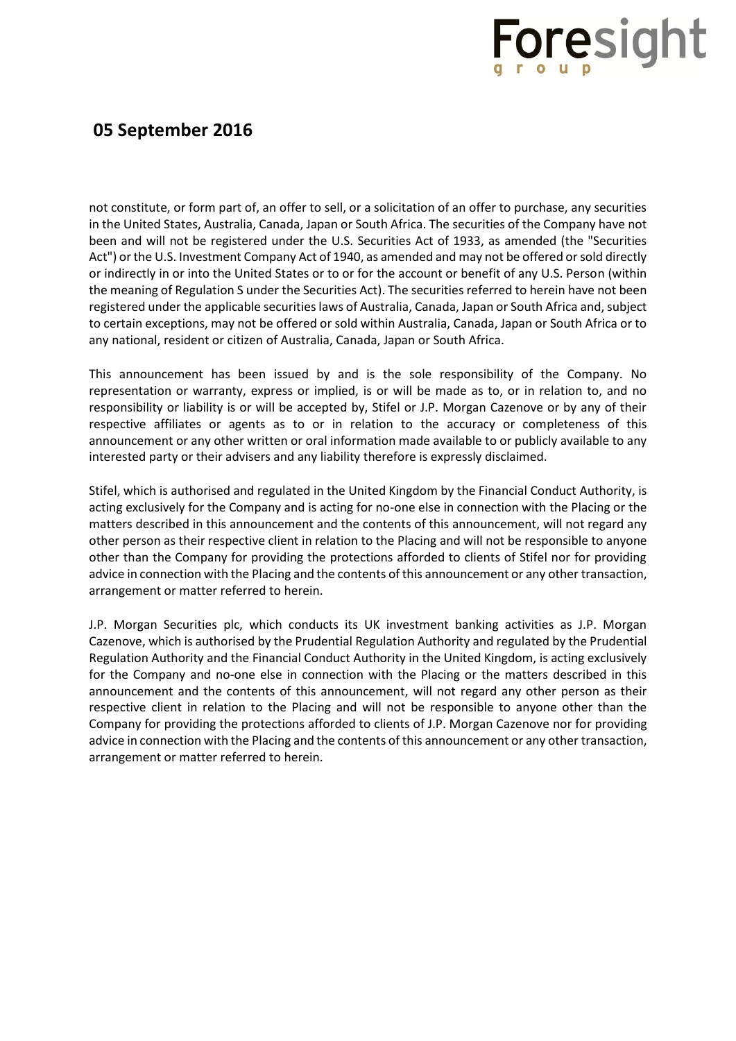not constitute, or form part of, an offer to sell, or a solicitation of an offer to purchase, any securities in the United States, Australia, Canada, Japan or South Africa. The securities of the Company have not been and will not be registered under the U.S. Securities Act of 1933, as amended (the "Securities Act") or the U.S. Investment Company Act of 1940, as amended and may not be offered or sold directly or indirectly in or into the United States or to or for the account or benefit of any U.S. Person (within the meaning of Regulation S under the Securities Act). The securities referred to herein have not been registered under the applicable securities laws of Australia, Canada, Japan or South Africa and, subject to certain exceptions, may not be offered or sold within Australia, Canada, Japan or South Africa or to any national, resident or citizen of Australia, Canada, Japan or South Africa.

This announcement has been issued by and is the sole responsibility of the Company. No representation or warranty, express or implied, is or will be made as to, or in relation to, and no responsibility or liability is or will be accepted by, Stifel or J.P. Morgan Cazenove or by any of their respective affiliates or agents as to or in relation to the accuracy or completeness of this announcement or any other written or oral information made available to or publicly available to any interested party or their advisers and any liability therefore is expressly disclaimed.

Stifel, which is authorised and regulated in the United Kingdom by the Financial Conduct Authority, is acting exclusively for the Company and is acting for no-one else in connection with the Placing or the matters described in this announcement and the contents of this announcement, will not regard any other person as their respective client in relation to the Placing and will not be responsible to anyone other than the Company for providing the protections afforded to clients of Stifel nor for providing advice in connection with the Placing and the contents of this announcement or any other transaction, arrangement or matter referred to herein.

J.P. Morgan Securities plc, which conducts its UK investment banking activities as J.P. Morgan Cazenove, which is authorised by the Prudential Regulation Authority and regulated by the Prudential Regulation Authority and the Financial Conduct Authority in the United Kingdom, is acting exclusively for the Company and no-one else in connection with the Placing or the matters described in this announcement and the contents of this announcement, will not regard any other person as their respective client in relation to the Placing and will not be responsible to anyone other than the Company for providing the protections afforded to clients of J.P. Morgan Cazenove nor for providing advice in connection with the Placing and the contents of this announcement or any other transaction, arrangement or matter referred to herein.